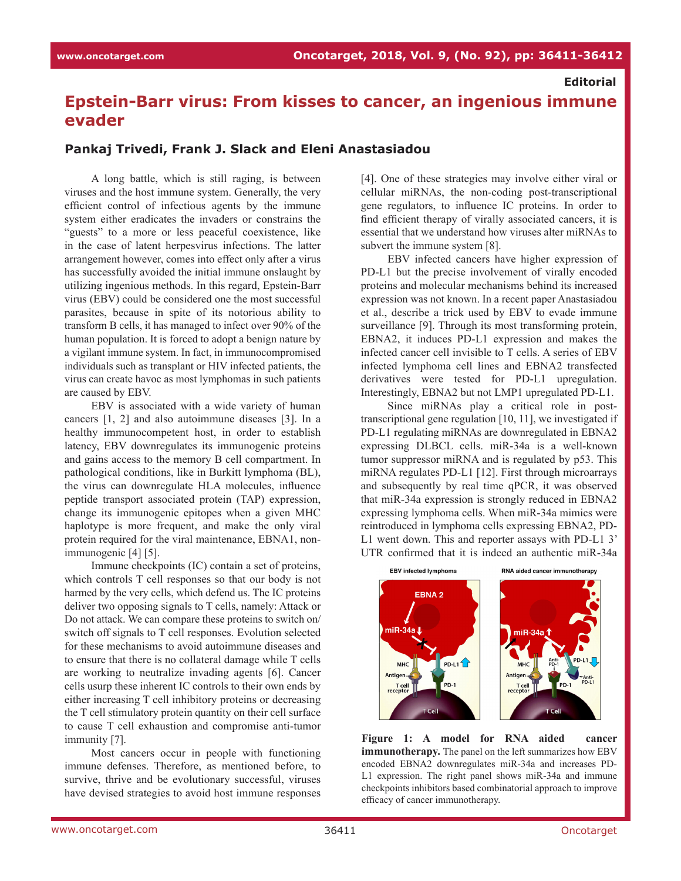**Editorial**

# Epstein-Barr virus: From kisses to cancer, an ingenious immune evader

**Pankaj Trivedi, Frank J. Slack and Eleni Anastasiadou**

A long battle, which is still raging, is between viruses and the host immune system. Generally, the very efficient control of infectious agents by the immune system either eradicates the invaders or constrains the "guests" to a more or less peaceful coexistence, like in the case of latent herpesvirus infections. The latter arrangement however, comes into effect only after a virus has successfully avoided the initial immune onslaught by utilizing ingenious methods. In this regard, Epstein-Barr virus (EBV) could be considered one the most successful parasites, because in spite of its notorious ability to transform B cells, it has managed to infect over 90% of the human population. It is forced to adopt a benign nature by a vigilant immune system. In fact, in immunocompromised individuals such as transplant or HIV infected patients, the virus can create havoc as most lymphomas in such patients are caused by EBV.

EBV is associated with a wide variety of human cancers [1, 2] and also autoimmune diseases [3]. In a healthy immunocompetent host, in order to establish latency, EBV downregulates its immunogenic proteins and gains access to the memory B cell compartment. In pathological conditions, like in Burkitt lymphoma (BL), the virus can downregulate HLA molecules, influence peptide transport associated protein (TAP) expression, change its immunogenic epitopes when a given MHC haplotype is more frequent, and make the only viral protein required for the viral maintenance, EBNA1, non-immunogenic [4] [5].

Immune checkpoints (IC) contain a set of proteins, which controls T cell responses so that our body is not harmed by the very cells, which defend us. The IC proteins deliver two opposing signals to T cells, namely: Attack or Do not attack. We can compare these proteins to switch on/switch off signals to T cell responses. Evolution selected for these mechanisms to avoid autoimmune diseases and to ensure that there is no collateral damage while T cells are working to neutralize invading agents [6]. Cancer cells usurp these inherent IC controls to their own ends by either increasing T cell inhibitory proteins or decreasing the T cell stimulatory protein quantity on their cell surface to cause T cell exhaustion and compromise anti-tumor immunity [7].

Most cancers occur in people with functioning immune defenses. Therefore, as mentioned before, to survive, thrive and be evolutionary successful, viruses have devised strategies to avoid host immune responses [4]. One of these strategies may involve either viral or cellular miRNAs, the non-coding post-transcriptional gene regulators, to influence IC proteins. In order to find efficient therapy of virally associated cancers, it is essential that we understand how viruses alter miRNAs to subvert the immune system [8].

EBV infected cancers have higher expression of PD-L1 but the precise involvement of virally encoded proteins and molecular mechanisms behind its increased expression was not known. In a recent paper Anastasiadou et al., describe a trick used by EBV to evade immune surveillance [9]. Through its most transforming protein, EBNA2, it induces PD-L1 expression and makes the infected cancer cell invisible to T cells. A series of EBV infected lymphoma cell lines and EBNA2 transfected derivatives were tested for PD-L1 upregulation. Interestingly, EBNA2 but not LMP1 upregulated PD-L1.

Since miRNAs play a critical role in post-transcriptional gene regulation [10, 11], we investigated if PD-L1 regulating miRNAs are downregulated in EBNA2 expressing DLBCL cells. miR-34a is a well-known tumor suppressor miRNA and is regulated by p53. This miRNA regulates PD-L1 [12]. First through microarrays and subsequently by real time qPCR, it was observed that miR-34a expression is strongly reduced in EBNA2 expressing lymphoma cells. When miR-34a mimics were reintroduced in lymphoma cells expressing EBNA2, PD-L1 went down. This and reporter assays with PD-L1 3' UTR confirmed that it is indeed an authentic miR-34a

**Figure 1: A model for RNA aided cancer immunotherapy.** The panel on the left summarizes how EBV encoded EBNA2 downregulates miR-34a and increases PD-L1 expression. The right panel shows miR-34a and immune checkpoints inhibitors based combinatorial approach to improve efficacy of cancer immunotherapy.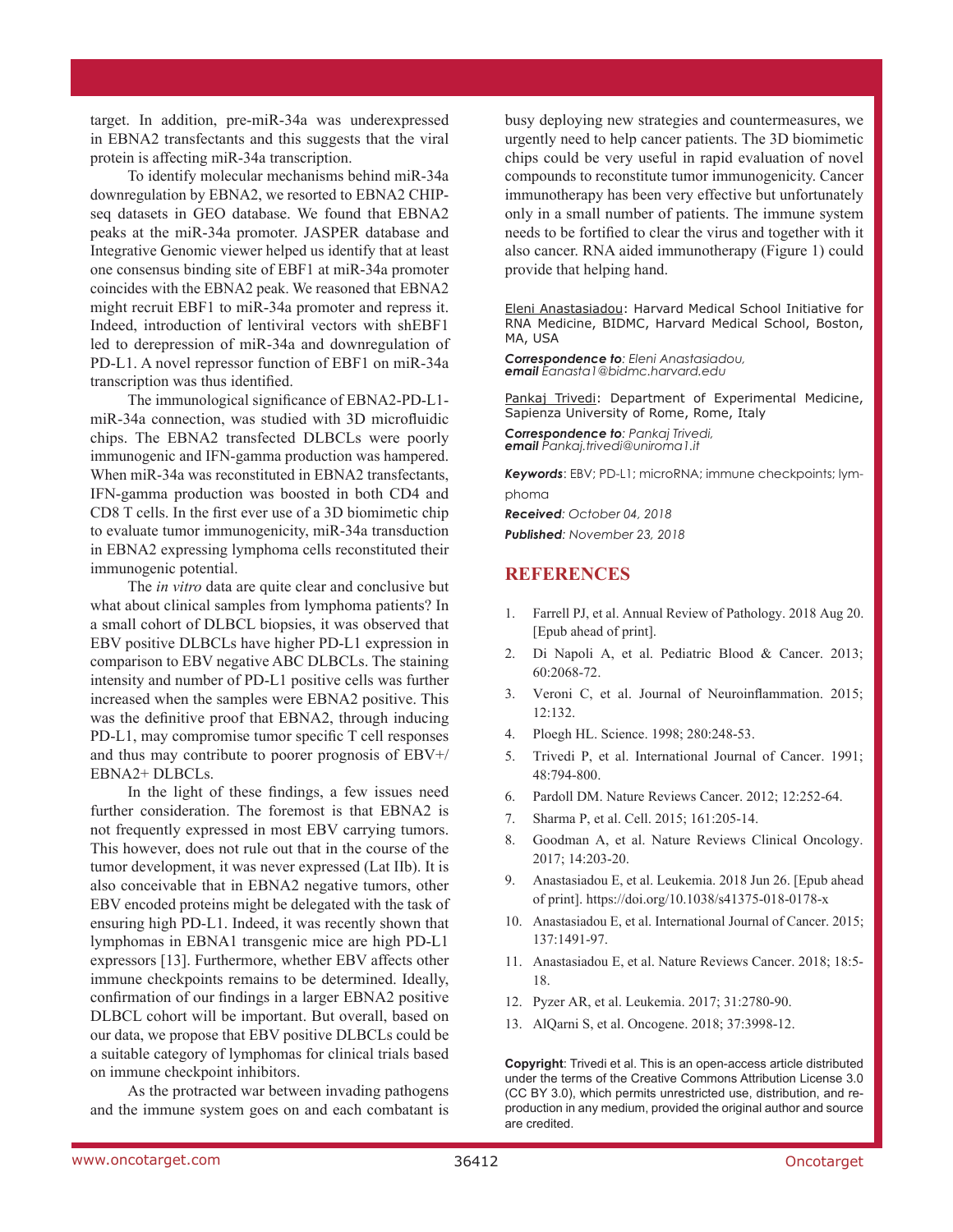target. In addition, pre-miR-34a was underexpressed in EBNA2 transfectants and this suggests that the viral protein is affecting miR-34a transcription.

To identify molecular mechanisms behind miR-34a downregulation by EBNA2, we resorted to EBNA2 CHIP-seq datasets in GEO database. We found that EBNA2 peaks at the miR-34a promoter. JASPER database and Integrative Genomic viewer helped us identify that at least one consensus binding site of EBF1 at miR-34a promoter coincides with the EBNA2 peak. We reasoned that EBNA2 might recruit EBF1 to miR-34a promoter and repress it. Indeed, introduction of lentiviral vectors with shEBF1 led to derepression of miR-34a and downregulation of PD-L1. A novel repressor function of EBF1 on miR-34a transcription was thus identified.

The immunological significance of EBNA2-PD-L1-miR-34a connection, was studied with 3D microfluidic chips. The EBNA2 transfected DLBCLs were poorly immunogenic and IFN-gamma production was hampered. When miR-34a was reconstituted in EBNA2 transfectants, IFN-gamma production was boosted in both CD4 and CD8 T cells. In the first ever use of a 3D biomimetic chip to evaluate tumor immunogenicity, miR-34a transduction in EBNA2 expressing lymphoma cells reconstituted their immunogenic potential.

The *in vitro* data are quite clear and conclusive but what about clinical samples from lymphoma patients? In a small cohort of DLBCL biopsies, it was observed that EBV positive DLBCLs have higher PD-L1 expression in comparison to EBV negative ABC DLBCLs. The staining intensity and number of PD-L1 positive cells was further increased when the samples were EBNA2 positive. This was the definitive proof that EBNA2, through inducing PD-L1, may compromise tumor specific T cell responses and thus may contribute to poorer prognosis of EBV+/EBNA2+ DLBCLs.

In the light of these findings, a few issues need further consideration. The foremost is that EBNA2 is not frequently expressed in most EBV carrying tumors. This however, does not rule out that in the course of the tumor development, it was never expressed (Lat IIb). It is also conceivable that in EBNA2 negative tumors, other EBV encoded proteins might be delegated with the task of ensuring high PD-L1. Indeed, it was recently shown that lymphomas in EBNA1 transgenic mice are high PD-L1 expressors [13]. Furthermore, whether EBV affects other immune checkpoints remains to be determined. Ideally, confirmation of our findings in a larger EBNA2 positive DLBCL cohort will be important. But overall, based on our data, we propose that EBV positive DLBCLs could be a suitable category of lymphomas for clinical trials based on immune checkpoint inhibitors.

As the protracted war between invading pathogens and the immune system goes on and each combatant is busy deploying new strategies and countermeasures, we urgently need to help cancer patients. The 3D biomimetic chips could be very useful in rapid evaluation of novel compounds to reconstitute tumor immunogenicity. Cancer immunotherapy has been very effective but unfortunately only in a small number of patients. The immune system needs to be fortified to clear the virus and together with it also cancer. RNA aided immunotherapy (Figure 1) could provide that helping hand.

Eleni Anastasiadou: Harvard Medical School Initiative for RNA Medicine, BIDMC, Harvard Medical School, Boston, MA, USA

***Correspondence to**: Eleni Anastasiadou,*
***email** Eanasta1@bidmc.harvard.edu*

Pankaj Trivedi: Department of Experimental Medicine, Sapienza University of Rome, Rome, Italy

***Correspondence to**: Pankaj Trivedi,*
***email** Pankaj.trivedi@uniroma1.it*

***Keywords***: EBV; PD-L1; microRNA; immune checkpoints; lymphoma

***Received**: October 04, 2018*

***Published**: November 23, 2018*

## REFERENCES

1. Farrell PJ, et al. Annual Review of Pathology. 2018 Aug 20. [Epub ahead of print].
2. Di Napoli A, et al. Pediatric Blood & Cancer. 2013; 60:2068-72.
3. Veroni C, et al. Journal of Neuroinflammation. 2015; 12:132.
4. Ploegh HL. Science. 1998; 280:248-53.
5. Trivedi P, et al. International Journal of Cancer. 1991; 48:794-800.
6. Pardoll DM. Nature Reviews Cancer. 2012; 12:252-64.
7. Sharma P, et al. Cell. 2015; 161:205-14.
8. Goodman A, et al. Nature Reviews Clinical Oncology. 2017; 14:203-20.
9. Anastasiadou E, et al. Leukemia. 2018 Jun 26. [Epub ahead of print]. https://doi.org/10.1038/s41375-018-0178-x
10. Anastasiadou E, et al. International Journal of Cancer. 2015; 137:1491-97.
11. Anastasiadou E, et al. Nature Reviews Cancer. 2018; 18:5-18.
12. Pyzer AR, et al. Leukemia. 2017; 31:2780-90.
13. AlQarni S, et al. Oncogene. 2018; 37:3998-12.

**Copyright**: Trivedi et al. This is an open-access article distributed under the terms of the Creative Commons Attribution License 3.0 (CC BY 3.0), which permits unrestricted use, distribution, and reproduction in any medium, provided the original author and source are credited.